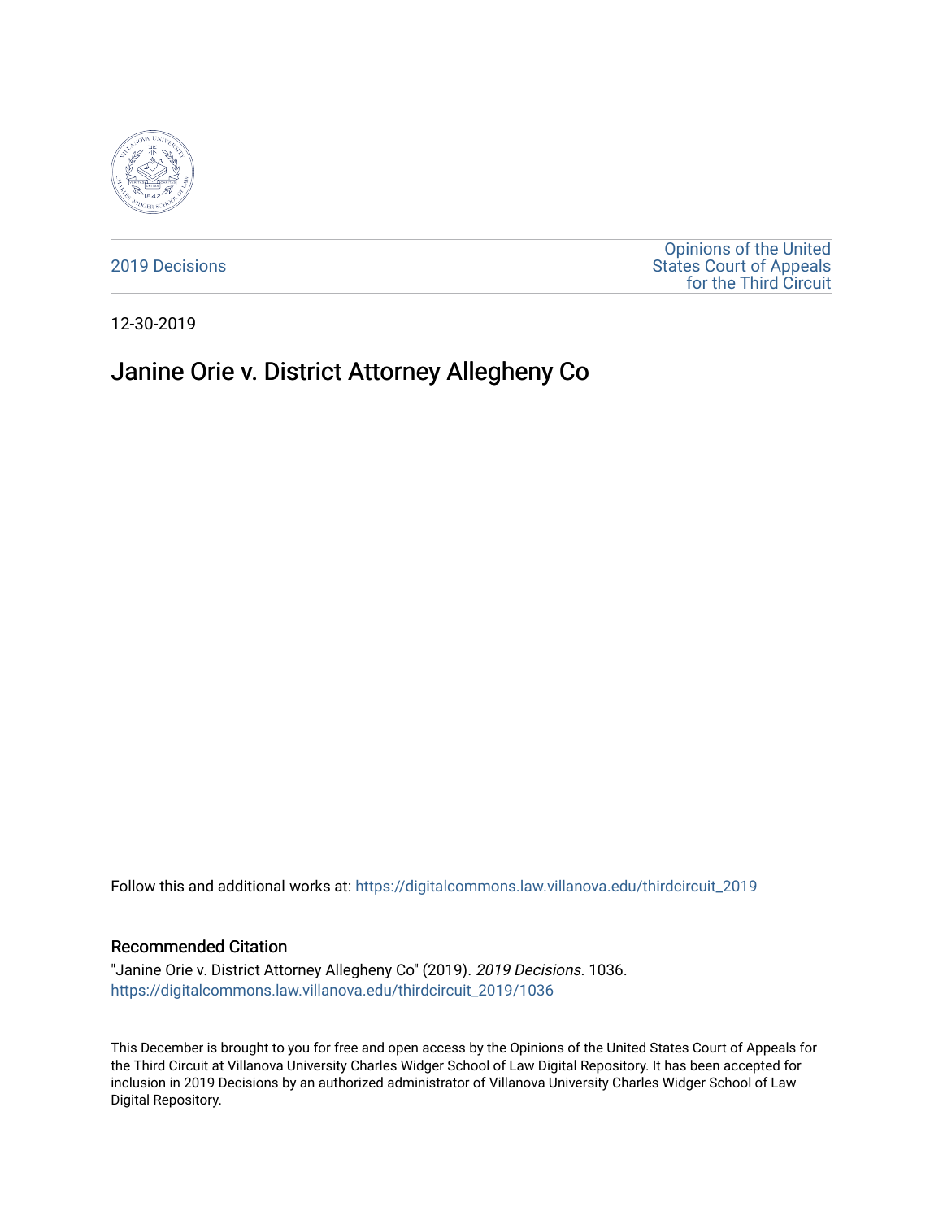2019 Decisions

Opinions of the United States Court of Appeals for the Third Circuit

12-30-2019

# Janine Orie v. District Attorney Allegheny Co

Follow this and additional works at: https://digitalcommons.law.villanova.edu/thirdcircuit_2019

### Recommended Citation

"Janine Orie v. District Attorney Allegheny Co" (2019). *2019 Decisions*. 1036.
https://digitalcommons.law.villanova.edu/thirdcircuit_2019/1036

This December is brought to you for free and open access by the Opinions of the United States Court of Appeals for the Third Circuit at Villanova University Charles Widger School of Law Digital Repository. It has been accepted for inclusion in 2019 Decisions by an authorized administrator of Villanova University Charles Widger School of Law Digital Repository.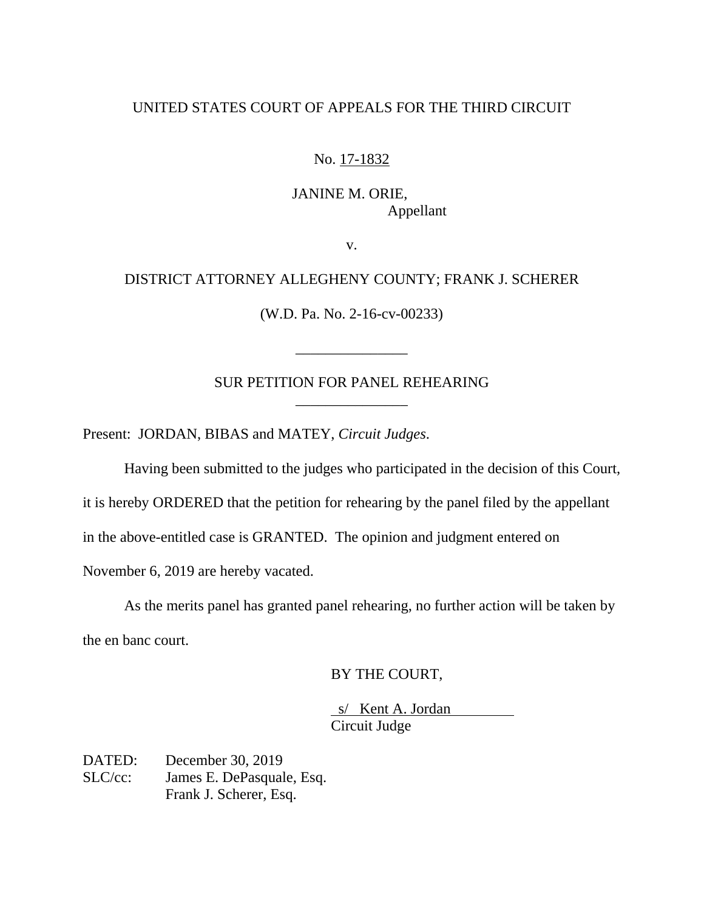UNITED STATES COURT OF APPEALS FOR THE THIRD CIRCUIT

No. 17-1832

JANINE M. ORIE,
Appellant

v.

DISTRICT ATTORNEY ALLEGHENY COUNTY; FRANK J. SCHERER

(W.D. Pa. No. 2-16-cv-00233)

---

SUR PETITION FOR PANEL REHEARING

---

Present: JORDAN, BIBAS and MATEY, *Circuit Judges*.

Having been submitted to the judges who participated in the decision of this Court, it is hereby ORDERED that the petition for rehearing by the panel filed by the appellant in the above-entitled case is GRANTED. The opinion and judgment entered on November 6, 2019 are hereby vacated.

As the merits panel has granted panel rehearing, no further action will be taken by the en banc court.

BY THE COURT,

s/ Kent A. Jordan
Circuit Judge

DATED: December 30, 2019
SLC/cc: James E. DePasquale, Esq.
Frank J. Scherer, Esq.